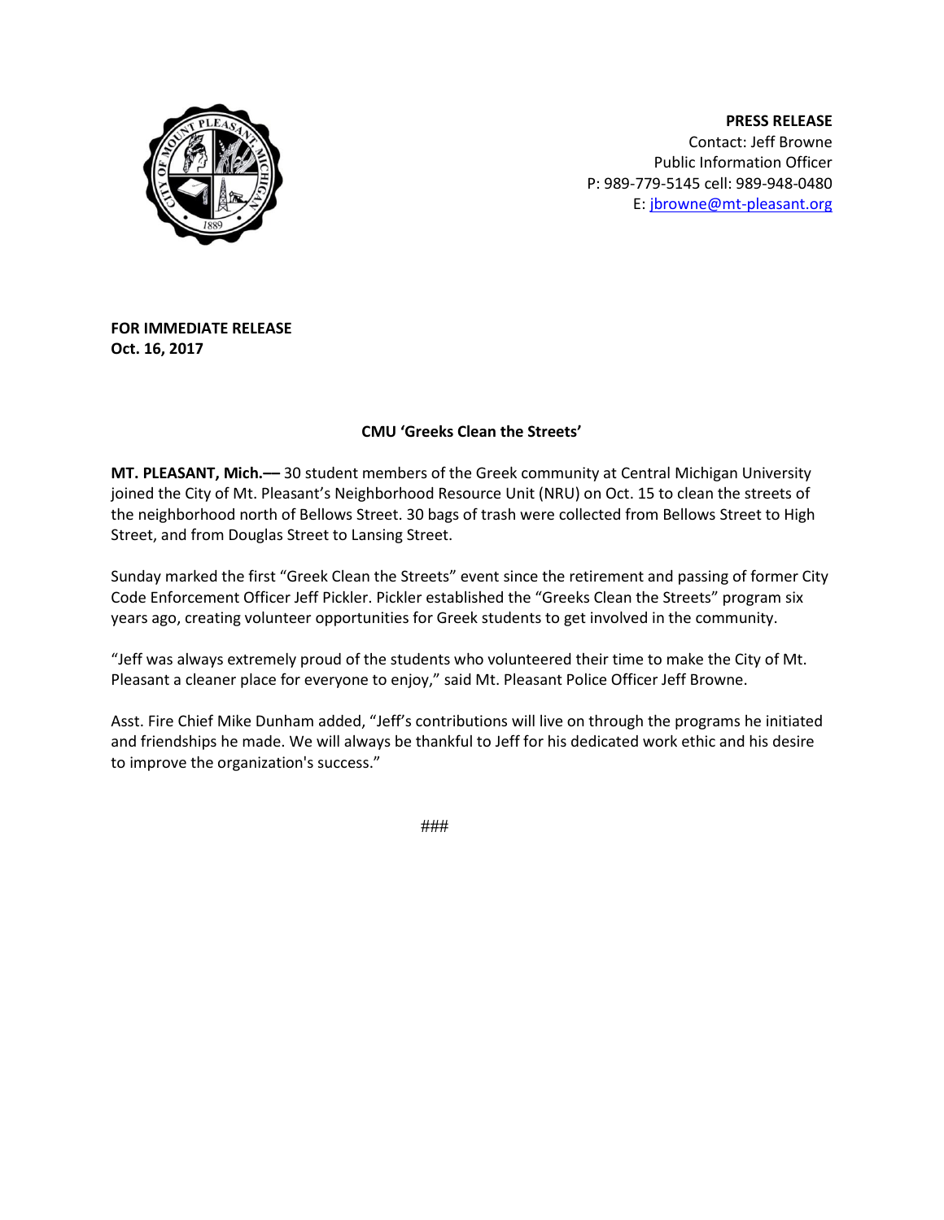**PRESS RELEASE**
Contact: Jeff Browne
Public Information Officer
P: 989-779-5145 cell: 989-948-0480
E: jbrowne@mt-pleasant.org

**FOR IMMEDIATE RELEASE**
**Oct. 16, 2017**

## CMU 'Greeks Clean the Streets'

**MT. PLEASANT, Mich.—** 30 student members of the Greek community at Central Michigan University joined the City of Mt. Pleasant's Neighborhood Resource Unit (NRU) on Oct. 15 to clean the streets of the neighborhood north of Bellows Street. 30 bags of trash were collected from Bellows Street to High Street, and from Douglas Street to Lansing Street.

Sunday marked the first "Greek Clean the Streets" event since the retirement and passing of former City Code Enforcement Officer Jeff Pickler. Pickler established the "Greeks Clean the Streets" program six years ago, creating volunteer opportunities for Greek students to get involved in the community.

"Jeff was always extremely proud of the students who volunteered their time to make the City of Mt. Pleasant a cleaner place for everyone to enjoy," said Mt. Pleasant Police Officer Jeff Browne.

Asst. Fire Chief Mike Dunham added, "Jeff's contributions will live on through the programs he initiated and friendships he made. We will always be thankful to Jeff for his dedicated work ethic and his desire to improve the organization's success."

###